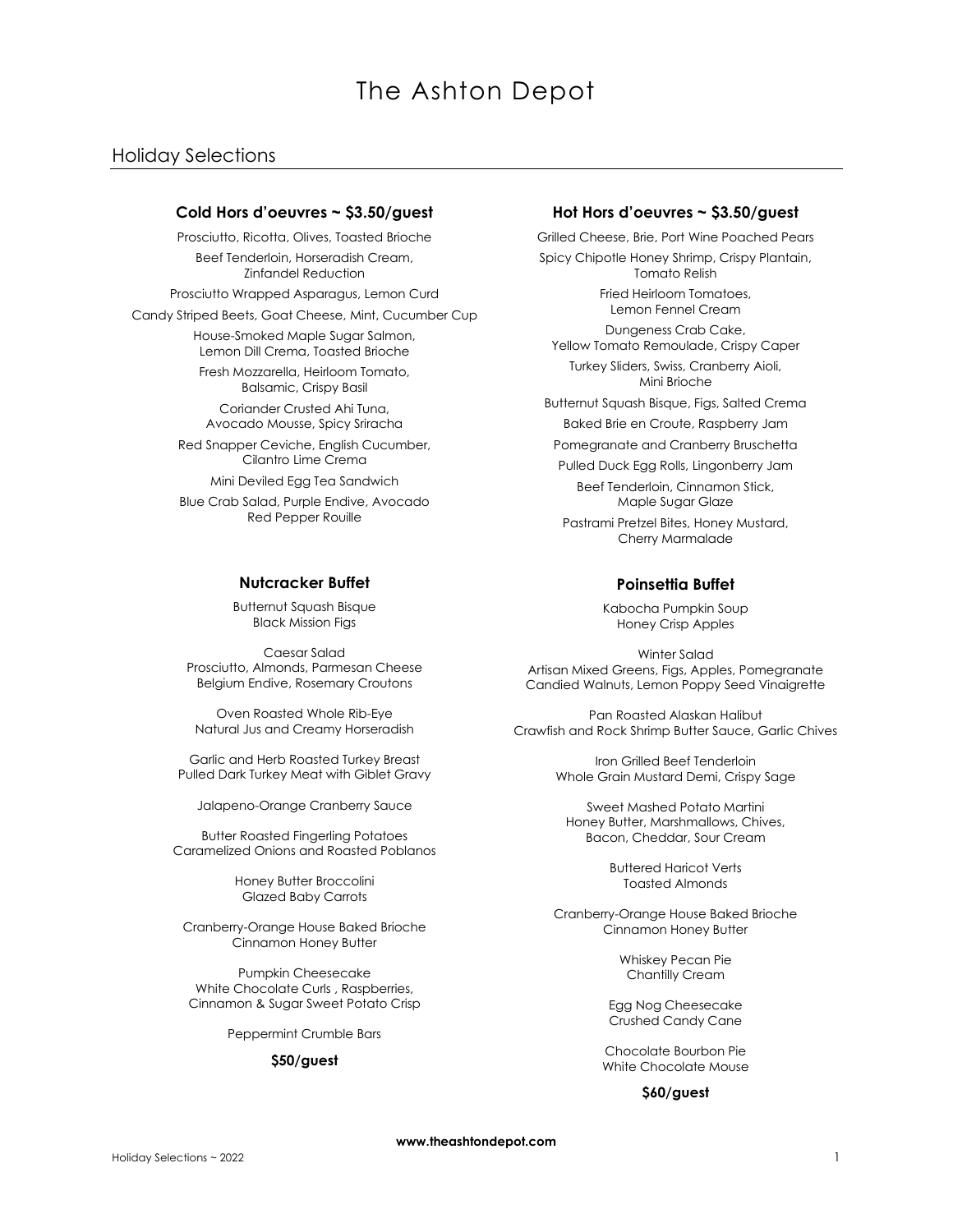# The Ashton Depot

## Holiday Selections

### Cold Hors d'oeuvres ~ $3.50/guest

Prosciutto, Ricotta, Olives, Toasted Brioche

Beef Tenderloin, Horseradish Cream, Zinfandel Reduction

Prosciutto Wrapped Asparagus, Lemon Curd

Candy Striped Beets, Goat Cheese, Mint, Cucumber Cup

House-Smoked Maple Sugar Salmon, Lemon Dill Crema, Toasted Brioche

Fresh Mozzarella, Heirloom Tomato, Balsamic, Crispy Basil

Coriander Crusted Ahi Tuna, Avocado Mousse, Spicy Sriracha

Red Snapper Ceviche, English Cucumber, Cilantro Lime Crema

Mini Deviled Egg Tea Sandwich

Blue Crab Salad, Purple Endive, Avocado Red Pepper Rouille

### Hot Hors d'oeuvres ~ $3.50/guest

Grilled Cheese, Brie, Port Wine Poached Pears

Spicy Chipotle Honey Shrimp, Crispy Plantain, Tomato Relish

Fried Heirloom Tomatoes, Lemon Fennel Cream

Dungeness Crab Cake, Yellow Tomato Remoulade, Crispy Caper

Turkey Sliders, Swiss, Cranberry Aioli, Mini Brioche

Butternut Squash Bisque, Figs, Salted Crema

Baked Brie en Croute, Raspberry Jam

Pomegranate and Cranberry Bruschetta

Pulled Duck Egg Rolls, Lingonberry Jam

Beef Tenderloin, Cinnamon Stick, Maple Sugar Glaze

Pastrami Pretzel Bites, Honey Mustard, Cherry Marmalade

### Nutcracker Buffet

Butternut Squash Bisque
Black Mission Figs

Caesar Salad
Prosciutto, Almonds, Parmesan Cheese
Belgium Endive, Rosemary Croutons

Oven Roasted Whole Rib-Eye
Natural Jus and Creamy Horseradish

Garlic and Herb Roasted Turkey Breast
Pulled Dark Turkey Meat with Giblet Gravy

Jalapeno-Orange Cranberry Sauce

Butter Roasted Fingerling Potatoes
Caramelized Onions and Roasted Poblanos

Honey Butter Broccolini
Glazed Baby Carrots

Cranberry-Orange House Baked Brioche
Cinnamon Honey Butter

Pumpkin Cheesecake
White Chocolate Curls , Raspberries,
Cinnamon & Sugar Sweet Potato Crisp

Peppermint Crumble Bars

**$50/guest**

### Poinsettia Buffet

Kabocha Pumpkin Soup
Honey Crisp Apples

Winter Salad
Artisan Mixed Greens, Figs, Apples, Pomegranate
Candied Walnuts, Lemon Poppy Seed Vinaigrette

Pan Roasted Alaskan Halibut
Crawfish and Rock Shrimp Butter Sauce, Garlic Chives

Iron Grilled Beef Tenderloin
Whole Grain Mustard Demi, Crispy Sage

Sweet Mashed Potato Martini
Honey Butter, Marshmallows, Chives,
Bacon, Cheddar, Sour Cream

Buttered Haricot Verts
Toasted Almonds

Cranberry-Orange House Baked Brioche
Cinnamon Honey Butter

Whiskey Pecan Pie
Chantilly Cream

Egg Nog Cheesecake
Crushed Candy Cane

Chocolate Bourbon Pie
White Chocolate Mouse

**$60/guest**

**www.theashtondepot.com**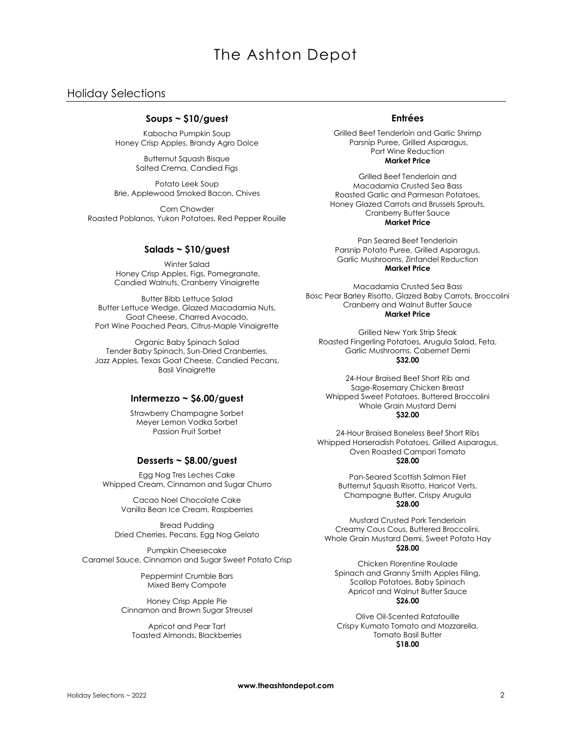# The Ashton Depot

## Holiday Selections

### Soups ~ $10/guest

Kabocha Pumpkin Soup
Honey Crisp Apples, Brandy Agro Dolce

Butternut Squash Bisque
Salted Crema, Candied Figs

Potato Leek Soup
Brie, Applewood Smoked Bacon, Chives

Corn Chowder
Roasted Poblanos, Yukon Potatoes, Red Pepper Rouille

### Salads ~ $10/guest

Winter Salad
Honey Crisp Apples, Figs, Pomegranate,
Candied Walnuts, Cranberry Vinaigrette

Butter Bibb Lettuce Salad
Butter Lettuce Wedge, Glazed Macadamia Nuts,
Goat Cheese, Charred Avocado,
Port Wine Poached Pears, Citrus-Maple Vinaigrette

Organic Baby Spinach Salad
Tender Baby Spinach, Sun-Dried Cranberries,
Jazz Apples, Texas Goat Cheese, Candied Pecans,
Basil Vinaigrette

### Intermezzo ~ $6.00/guest

Strawberry Champagne Sorbet
Meyer Lemon Vodka Sorbet
Passion Fruit Sorbet

### Desserts ~ $8.00/guest

Egg Nog Tres Leches Cake
Whipped Cream, Cinnamon and Sugar Churro

Cacao Noel Chocolate Cake
Vanilla Bean Ice Cream, Raspberries

Bread Pudding
Dried Cherries, Pecans, Egg Nog Gelato

Pumpkin Cheesecake
Caramel Sauce, Cinnamon and Sugar Sweet Potato Crisp

Peppermint Crumble Bars
Mixed Berry Compote

Honey Crisp Apple Pie
Cinnamon and Brown Sugar Streusel

Apricot and Pear Tart
Toasted Almonds, Blackberries

### Entrées

Grilled Beef Tenderloin and Garlic Shrimp
Parsnip Puree, Grilled Asparagus,
Port Wine Reduction
**Market Price**

Grilled Beef Tenderloin and
Macadamia Crusted Sea Bass
Roasted Garlic and Parmesan Potatoes,
Honey Glazed Carrots and Brussels Sprouts,
Cranberry Butter Sauce
**Market Price**

Pan Seared Beef Tenderloin
Parsnip Potato Puree, Grilled Asparagus,
Garlic Mushrooms, Zinfandel Reduction
**Market Price**

Macadamia Crusted Sea Bass
Bosc Pear Barley Risotto, Glazed Baby Carrots, Broccolini
Cranberry and Walnut Butter Sauce
**Market Price**

Grilled New York Strip Steak
Roasted Fingerling Potatoes, Arugula Salad, Feta,
Garlic Mushrooms, Cabernet Demi
**$32.00**

24-Hour Braised Beef Short Rib and
Sage-Rosemary Chicken Breast
Whipped Sweet Potatoes, Buttered Broccolini
Whole Grain Mustard Demi
**$32.00**

24-Hour Braised Boneless Beef Short Ribs
Whipped Horseradish Potatoes, Grilled Asparagus,
Oven Roasted Campari Tomato
**$28.00**

Pan-Seared Scottish Salmon Filet
Butternut Squash Risotto, Haricot Verts,
Champagne Butter, Crispy Arugula
**$28.00**

Mustard Crusted Pork Tenderloin
Creamy Cous Cous, Buttered Broccolini,
Whole Grain Mustard Demi, Sweet Potato Hay
**$28.00**

Chicken Florentine Roulade
Spinach and Granny Smith Apples Filing,
Scallop Potatoes, Baby Spinach
Apricot and Walnut Butter Sauce
**$26.00**

Olive Oil-Scented Ratatouille
Crispy Kumato Tomato and Mozzarella,
Tomato Basil Butter
**$18.00**

**www.theashtondepot.com**